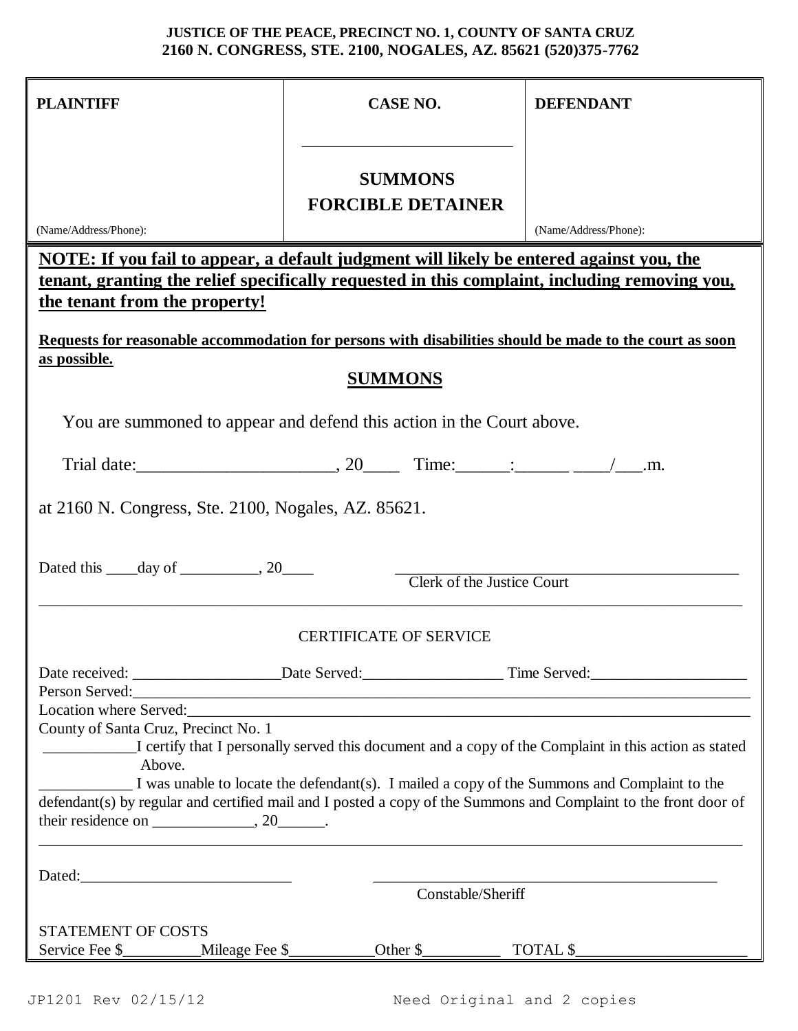**JUSTICE OF THE PEACE, PRECINCT NO. 1, COUNTY OF SANTA CRUZ**
**2160 N. CONGRESS, STE. 2100, NOGALES, AZ. 85621 (520)375-7762**

| PLAINTIFF | CASE NO. | DEFENDANT |
|---|---|---|
| | _______________________ | |
| | **SUMMONS** | |
| | **FORCIBLE DETAINER** | |
| (Name/Address/Phone): | | (Name/Address/Phone): |

**NOTE: If you fail to appear, a default judgment will likely be entered against you, the tenant, granting the relief specifically requested in this complaint, including removing you, the tenant from the property!**

**Requests for reasonable accommodation for persons with disabilities should be made to the court as soon as possible.**

## SUMMONS

You are summoned to appear and defend this action in the Court above.

Trial date:______________________, 20____ Time:______:______ ____/___.m.

at 2160 N. Congress, Ste. 2100, Nogales, AZ. 85621.

Dated this ____day of __________, 20____

_____________________________________________
Clerk of the Justice Court

---

CERTIFICATE OF SERVICE

Date received: ___________________Date Served:__________________ Time Served:____________________

Person Served:_______________________________________________________________________________

Location where Served:_________________________________________________________________________

County of Santa Cruz, Precinct No. 1

____________I certify that I personally served this document and a copy of the Complaint in this action as stated Above.

____________ I was unable to locate the defendant(s). I mailed a copy of the Summons and Complaint to the defendant(s) by regular and certified mail and I posted a copy of the Summons and Complaint to the front door of their residence on _____________, 20______.

---

Dated:___________________________

_____________________________________________
Constable/Sheriff

STATEMENT OF COSTS

Service Fee $__________Mileage Fee $___________Other $__________ TOTAL $_____________________

JP1201 Rev 02/15/12 Need Original and 2 copies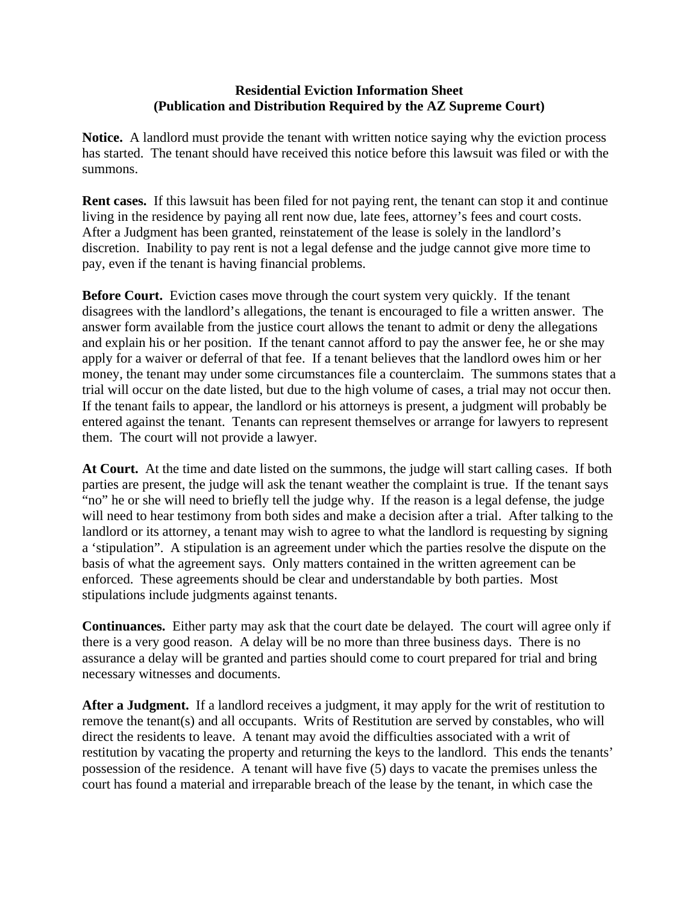**Residential Eviction Information Sheet**
**(Publication and Distribution Required by the AZ Supreme Court)**

**Notice.** A landlord must provide the tenant with written notice saying why the eviction process has started. The tenant should have received this notice before this lawsuit was filed or with the summons.

**Rent cases.** If this lawsuit has been filed for not paying rent, the tenant can stop it and continue living in the residence by paying all rent now due, late fees, attorney's fees and court costs. After a Judgment has been granted, reinstatement of the lease is solely in the landlord's discretion. Inability to pay rent is not a legal defense and the judge cannot give more time to pay, even if the tenant is having financial problems.

**Before Court.** Eviction cases move through the court system very quickly. If the tenant disagrees with the landlord's allegations, the tenant is encouraged to file a written answer. The answer form available from the justice court allows the tenant to admit or deny the allegations and explain his or her position. If the tenant cannot afford to pay the answer fee, he or she may apply for a waiver or deferral of that fee. If a tenant believes that the landlord owes him or her money, the tenant may under some circumstances file a counterclaim. The summons states that a trial will occur on the date listed, but due to the high volume of cases, a trial may not occur then. If the tenant fails to appear, the landlord or his attorneys is present, a judgment will probably be entered against the tenant. Tenants can represent themselves or arrange for lawyers to represent them. The court will not provide a lawyer.

**At Court.** At the time and date listed on the summons, the judge will start calling cases. If both parties are present, the judge will ask the tenant weather the complaint is true. If the tenant says "no" he or she will need to briefly tell the judge why. If the reason is a legal defense, the judge will need to hear testimony from both sides and make a decision after a trial. After talking to the landlord or its attorney, a tenant may wish to agree to what the landlord is requesting by signing a 'stipulation". A stipulation is an agreement under which the parties resolve the dispute on the basis of what the agreement says. Only matters contained in the written agreement can be enforced. These agreements should be clear and understandable by both parties. Most stipulations include judgments against tenants.

**Continuances.** Either party may ask that the court date be delayed. The court will agree only if there is a very good reason. A delay will be no more than three business days. There is no assurance a delay will be granted and parties should come to court prepared for trial and bring necessary witnesses and documents.

**After a Judgment.** If a landlord receives a judgment, it may apply for the writ of restitution to remove the tenant(s) and all occupants. Writs of Restitution are served by constables, who will direct the residents to leave. A tenant may avoid the difficulties associated with a writ of restitution by vacating the property and returning the keys to the landlord. This ends the tenants' possession of the residence. A tenant will have five (5) days to vacate the premises unless the court has found a material and irreparable breach of the lease by the tenant, in which case the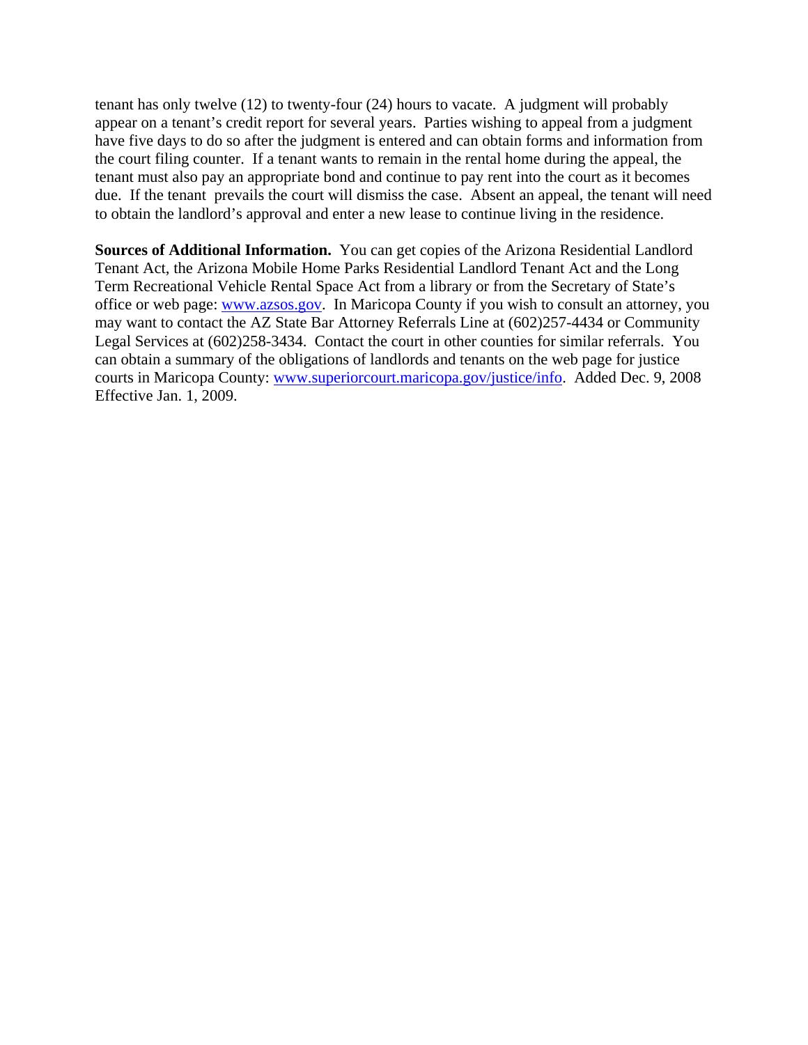tenant has only twelve (12) to twenty-four (24) hours to vacate. A judgment will probably appear on a tenant's credit report for several years. Parties wishing to appeal from a judgment have five days to do so after the judgment is entered and can obtain forms and information from the court filing counter. If a tenant wants to remain in the rental home during the appeal, the tenant must also pay an appropriate bond and continue to pay rent into the court as it becomes due. If the tenant prevails the court will dismiss the case. Absent an appeal, the tenant will need to obtain the landlord's approval and enter a new lease to continue living in the residence.

**Sources of Additional Information.** You can get copies of the Arizona Residential Landlord Tenant Act, the Arizona Mobile Home Parks Residential Landlord Tenant Act and the Long Term Recreational Vehicle Rental Space Act from a library or from the Secretary of State's office or web page: [www.azsos.gov](http://www.azsos.gov). In Maricopa County if you wish to consult an attorney, you may want to contact the AZ State Bar Attorney Referrals Line at (602)257-4434 or Community Legal Services at (602)258-3434. Contact the court in other counties for similar referrals. You can obtain a summary of the obligations of landlords and tenants on the web page for justice courts in Maricopa County: [www.superiorcourt.maricopa.gov/justice/info](http://www.superiorcourt.maricopa.gov/justice/info). Added Dec. 9, 2008 Effective Jan. 1, 2009.